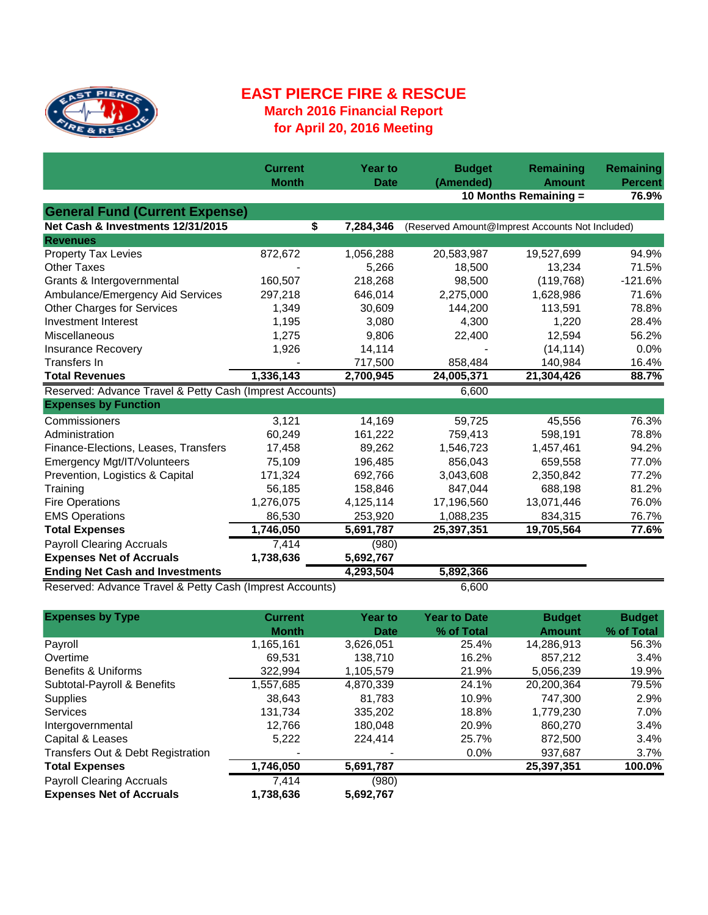# EAST PIERCE FIRE & RESCUE

## March 2016 Financial Report

## for April 20, 2016 Meeting

| | Current Month | Year to Date | Budget (Amended) | Remaining Amount | Remaining Percent |
|---|---|---|---|---|---|
| | | | 10 Months Remaining = | | 76.9% |
| **General Fund (Current Expense)** | | | | | |
| **Net Cash & Investments 12/31/2015** | $ | 7,284,346 | (Reserved Amount@Imprest Accounts Not Included) | | |
| **Revenues** | | | | | |
| Property Tax Levies | 872,672 | 1,056,288 | 20,583,987 | 19,527,699 | 94.9% |
| Other Taxes | - | 5,266 | 18,500 | 13,234 | 71.5% |
| Grants & Intergovernmental | 160,507 | 218,268 | 98,500 | (119,768) | -121.6% |
| Ambulance/Emergency Aid Services | 297,218 | 646,014 | 2,275,000 | 1,628,986 | 71.6% |
| Other Charges for Services | 1,349 | 30,609 | 144,200 | 113,591 | 78.8% |
| Investment Interest | 1,195 | 3,080 | 4,300 | 1,220 | 28.4% |
| Miscellaneous | 1,275 | 9,806 | 22,400 | 12,594 | 56.2% |
| Insurance Recovery | 1,926 | 14,114 | - | (14,114) | 0.0% |
| Transfers In | - | 717,500 | 858,484 | 140,984 | 16.4% |
| **Total Revenues** | **1,336,143** | **2,700,945** | **24,005,371** | **21,304,426** | **88.7%** |
| Reserved: Advance Travel & Petty Cash (Imprest Accounts) | | | 6,600 | | |
| **Expenses by Function** | | | | | |
| Commissioners | 3,121 | 14,169 | 59,725 | 45,556 | 76.3% |
| Administration | 60,249 | 161,222 | 759,413 | 598,191 | 78.8% |
| Finance-Elections, Leases, Transfers | 17,458 | 89,262 | 1,546,723 | 1,457,461 | 94.2% |
| Emergency Mgt/IT/Volunteers | 75,109 | 196,485 | 856,043 | 659,558 | 77.0% |
| Prevention, Logistics & Capital | 171,324 | 692,766 | 3,043,608 | 2,350,842 | 77.2% |
| Training | 56,185 | 158,846 | 847,044 | 688,198 | 81.2% |
| Fire Operations | 1,276,075 | 4,125,114 | 17,196,560 | 13,071,446 | 76.0% |
| EMS Operations | 86,530 | 253,920 | 1,088,235 | 834,315 | 76.7% |
| **Total Expenses** | **1,746,050** | **5,691,787** | **25,397,351** | **19,705,564** | **77.6%** |
| Payroll Clearing Accruals | 7,414 | (980) | | | |
| **Expenses Net of Accruals** | **1,738,636** | **5,692,767** | | | |
| **Ending Net Cash and Investments** | | **4,293,504** | **5,892,366** | | |
| Reserved: Advance Travel & Petty Cash (Imprest Accounts) | | | 6,600 | | |

| **Expenses by Type** | Current Month | Year to Date | Year to Date % of Total | Budget Amount | Budget % of Total |
|---|---|---|---|---|---|
| Payroll | 1,165,161 | 3,626,051 | 25.4% | 14,286,913 | 56.3% |
| Overtime | 69,531 | 138,710 | 16.2% | 857,212 | 3.4% |
| Benefits & Uniforms | 322,994 | 1,105,579 | 21.9% | 5,056,239 | 19.9% |
| Subtotal-Payroll & Benefits | 1,557,685 | 4,870,339 | 24.1% | 20,200,364 | 79.5% |
| Supplies | 38,643 | 81,783 | 10.9% | 747,300 | 2.9% |
| Services | 131,734 | 335,202 | 18.8% | 1,779,230 | 7.0% |
| Intergovernmental | 12,766 | 180,048 | 20.9% | 860,270 | 3.4% |
| Capital & Leases | 5,222 | 224,414 | 25.7% | 872,500 | 3.4% |
| Transfers Out & Debt Registration | - | - | 0.0% | 937,687 | 3.7% |
| **Total Expenses** | **1,746,050** | **5,691,787** | | **25,397,351** | **100.0%** |
| Payroll Clearing Accruals | 7,414 | (980) | | | |
| **Expenses Net of Accruals** | **1,738,636** | **5,692,767** | | | |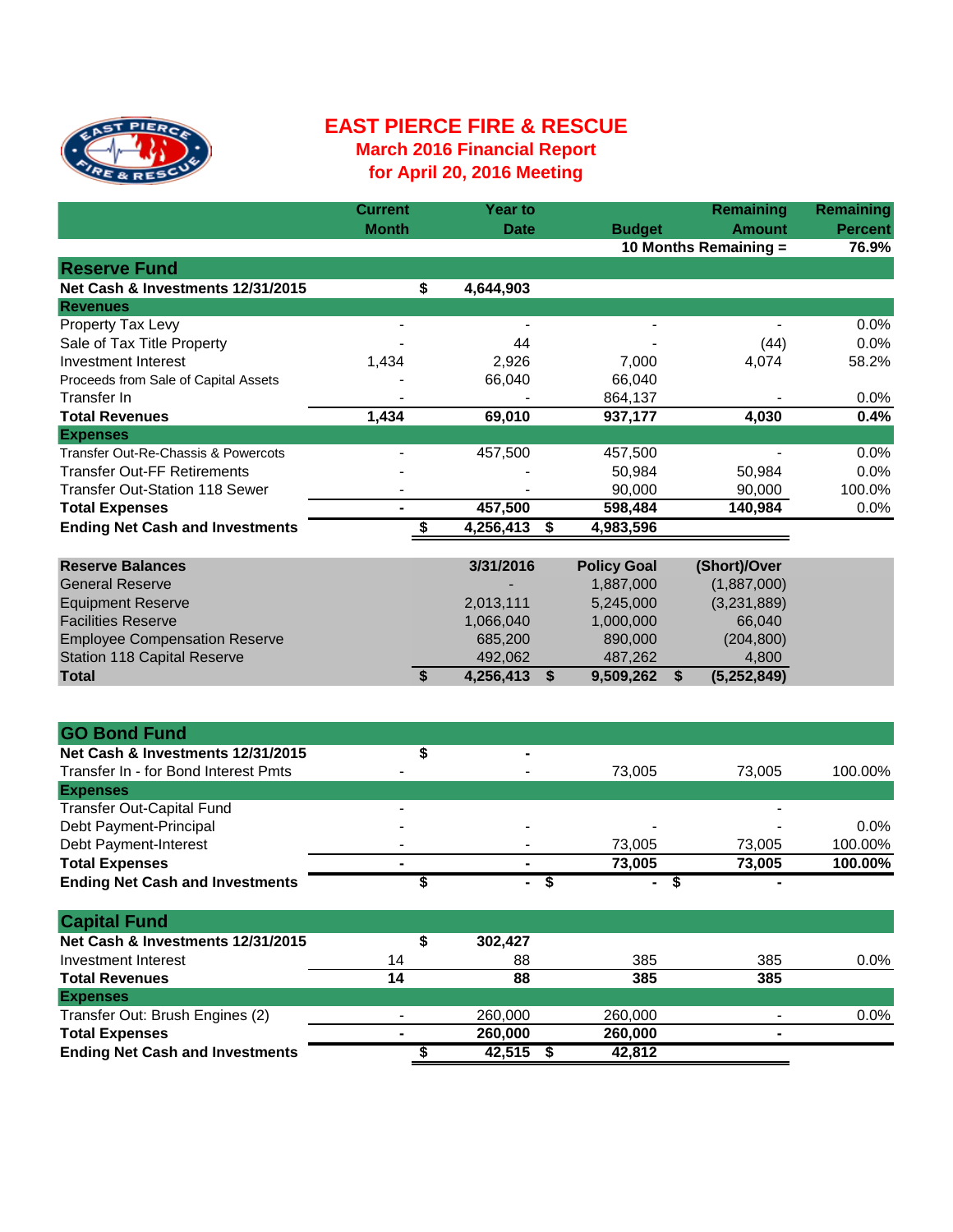# EAST PIERCE FIRE & RESCUE

## March 2016 Financial Report

## for April 20, 2016 Meeting

| | Current Month | Year to Date | Budget | Remaining Amount | Remaining Percent |
|---|---|---|---|---|---|
| | | | | 10 Months Remaining = | 76.9% |
| **Reserve Fund** | | | | | |
| **Net Cash & Investments 12/31/2015** | | **$ 4,644,903** | | | |
| **Revenues** | | | | | |
| Property Tax Levy | - | - | - | - | 0.0% |
| Sale of Tax Title Property | - | 44 | - | (44) | 0.0% |
| Investment Interest | 1,434 | 2,926 | 7,000 | 4,074 | 58.2% |
| Proceeds from Sale of Capital Assets | - | 66,040 | 66,040 | | |
| Transfer In | - | - | 864,137 | - | 0.0% |
| **Total Revenues** | **1,434** | **69,010** | **937,177** | **4,030** | **0.4%** |
| **Expenses** | | | | | |
| Transfer Out-Re-Chassis & Powercots | - | 457,500 | 457,500 | - | 0.0% |
| Transfer Out-FF Retirements | - | - | 50,984 | 50,984 | 0.0% |
| Transfer Out-Station 118 Sewer | - | - | 90,000 | 90,000 | 100.0% |
| **Total Expenses** | **-** | **457,500** | **598,484** | **140,984** | 0.0% |
| **Ending Net Cash and Investments** | | **$ 4,256,413** | **$ 4,983,596** | | |

| Reserve Balances | 3/31/2016 | Policy Goal | (Short)/Over |
|---|---|---|---|
| General Reserve | - | 1,887,000 | (1,887,000) |
| Equipment Reserve | 2,013,111 | 5,245,000 | (3,231,889) |
| Facilities Reserve | 1,066,040 | 1,000,000 | 66,040 |
| Employee Compensation Reserve | 685,200 | 890,000 | (204,800) |
| Station 118 Capital Reserve | 492,062 | 487,262 | 4,800 |
| **Total** | **$ 4,256,413** | **$ 9,509,262** | **$ (5,252,849)** |

| | Current Month | Year to Date | Budget | Remaining Amount | Remaining Percent |
|---|---|---|---|---|---|
| **GO Bond Fund** | | | | | |
| **Net Cash & Investments 12/31/2015** | | **$ -** | | | |
| Transfer In - for Bond Interest Pmts | - | - | 73,005 | 73,005 | 100.00% |
| **Expenses** | | | | | |
| Transfer Out-Capital Fund | - | | | - | |
| Debt Payment-Principal | - | - | - | - | 0.0% |
| Debt Payment-Interest | - | - | 73,005 | 73,005 | 100.00% |
| **Total Expenses** | **-** | **-** | **73,005** | **73,005** | **100.00%** |
| **Ending Net Cash and Investments** | **$** | **-** | **$ -** | **$ -** | |

| | Current Month | Year to Date | Budget | Remaining Amount | Remaining Percent |
|---|---|---|---|---|---|
| **Capital Fund** | | | | | |
| **Net Cash & Investments 12/31/2015** | | **$ 302,427** | | | |
| Investment Interest | 14 | 88 | 385 | 385 | 0.0% |
| **Total Revenues** | **14** | **88** | **385** | **385** | |
| **Expenses** | | | | | |
| Transfer Out: Brush Engines (2) | - | 260,000 | 260,000 | - | 0.0% |
| **Total Expenses** | **-** | **260,000** | **260,000** | **-** | |
| **Ending Net Cash and Investments** | | **$ 42,515** | **$ 42,812** | | |